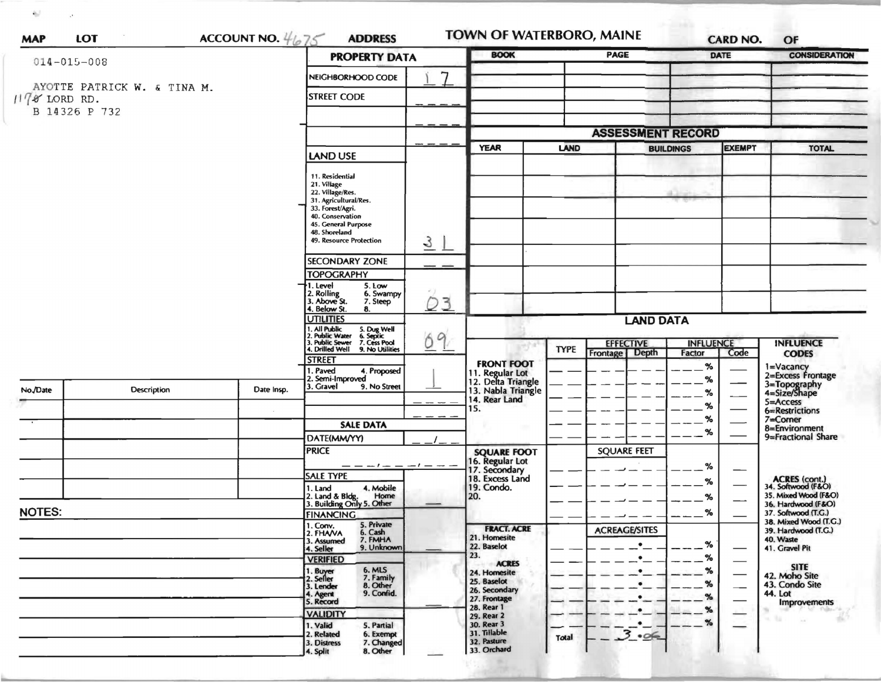MAP LOT ACCOUNT NO. 4675 ADDRESS **TOWN OF WATERBORO, MAINE** CARD NO. OF

014-015-008

AYOTTE PATRICK W. & TINA M.
1170 LORD RD.
B 14326 P 732

## PROPERTY DATA

| | |
|---|---|
| NEIGHBORHOOD CODE | 17 |
| STREET CODE | |
| | |
| | |
| LAND USE<br>11. Residential<br>21. Village<br>22. Village/Res.<br>31. Agricultural/Res.<br>33. Forest/Agri.<br>40. Conservation<br>45. General Purpose<br>48. Shoreland<br>49. Resource Protection | 31 |
| SECONDARY ZONE | |
| TOPOGRAPHY<br>1. Level 5. Low<br>2. Rolling 6. Swampy<br>3. Above St. 7. Steep<br>4. Below St. 8. | 03 |
| UTILITIES<br>1. All Public 5. Dug Well<br>2. Public Water 6. Septic<br>3. Public Sewer 7. Cess Pool<br>4. Drilled Well 9. No Utilities | 09 |
| STREET<br>1. Paved 4. Proposed<br>2. Semi-Improved<br>3. Gravel 9. No Street | 1 |
| | |
| | |

## SALE DATA

| | |
|---|---|
| DATE(MM/YY) | / |
| PRICE | |
| SALE TYPE<br>1. Land 4. Mobile Home<br>2. Land & Bldg.<br>3. Building Only 5. Other | |
| FINANCING<br>1. Conv. 5. Private<br>2. FHA/VA 6. Cash<br>3. Assumed 7. FMHA<br>4. Seller 9. Unknown | |
| VERIFIED<br>1. Buyer 6. MLS<br>2. Seller 7. Family<br>3. Lender 8. Other<br>4. Agent 9. Confid.<br>5. Record | |
| VALIDITY<br>1. Valid 5. Partial<br>2. Related 6. Exempt<br>3. Distress 7. Changed<br>4. Split 8. Other | |

| BOOK | PAGE | DATE | CONSIDERATION |
|---|---|---|---|
| | | | |
| | | | |
| | | | |
| | | | |
| | | | |

## ASSESSMENT RECORD

| YEAR | LAND | BUILDINGS | EXEMPT | TOTAL |
|---|---|---|---|---|
| | | | | |
| | | | | |
| | | | | |
| | | | | |
| | | | | |
| | | | | |
| | | | | |

## LAND DATA

| | TYPE | EFFECTIVE Frontage | EFFECTIVE Depth | INFLUENCE Factor | INFLUENCE Code |
|---|---|---|---|---|---|
| **FRONT FOOT**<br>11. Regular Lot<br>12. Delta Triangle<br>13. Nabla Triangle<br>14. Rear Land<br>15. | | | | % | |
| **SQUARE FOOT**<br>16. Regular Lot<br>17. Secondary<br>18. Excess Land<br>19. Condo.<br>20. | | SQUARE FEET | | % | |
| **FRACT. ACRE**<br>21. Homesite<br>22. Baselot<br>23.<br>**ACRES**<br>24. Homesite<br>25. Baselot<br>26. Secondary<br>27. Frontage<br>28. Rear 1<br>29. Rear 2<br>30. Rear 3<br>31. Tillable<br>32. Pasture<br>33. Orchard | | ACREAGE/SITES | | % | |
| | Total | 3.06 | | | |

**INFLUENCE CODES**
1=Vacancy
2=Excess Frontage
3=Topography
4=Size/Shape
5=Access
6=Restrictions
7=Corner
8=Environment
9=Fractional Share

**ACRES (cont.)**
34. Softwood (F&O)
35. Mixed Wood (F&O)
36. Hardwood (F&O)
37. Softwood (T.G.)
38. Mixed Wood (T.G.)
39. Hardwood (T.G.)
40. Waste
41. Gravel Pit

**SITE**
42. Moho Site
43. Condo Site
44. Lot Improvements

| No./Date | Description | Date Insp. |
|---|---|---|
| | | |
| | | |
| | | |
| | | |
| | | |

**NOTES:**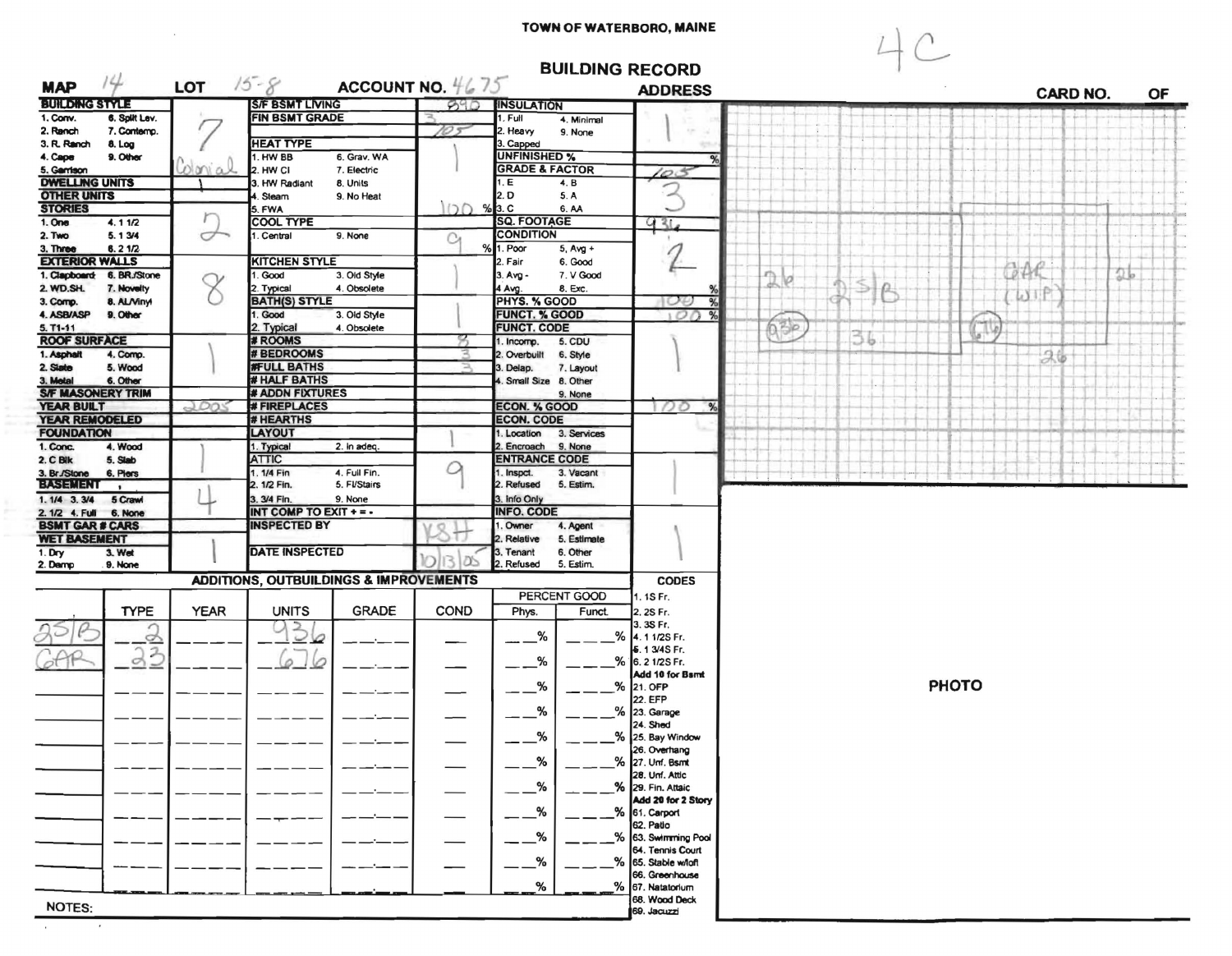**TOWN OF WATERBORO, MAINE**

4C

# BUILDING RECORD

**MAP** 14 **LOT** 15-8 **ACCOUNT NO.** 4675 **ADDRESS** **CARD NO.** **OF**

| | | | | | |
|---|---|---|---|---|---|
| **BUILDING STYLE** 1. Conv. 6. Split Lev. 2. Ranch 7. Contemp. 3. R. Ranch 8. Log 4. Cape 9. Other 5. Garrison | 7 Colonial | **S/F BSMT LIVING** | 890 | **INSULATION** 1. Full 4. Minimal 2. Heavy 9. None 3. Capped | 1 |
| **DWELLING UNITS** | 1 | **FIN BSMT GRADE** | 3 105 | **UNFINISHED %** | % |
| **OTHER UNITS** | | **HEAT TYPE** 1. HW BB 6. Grav. WA 2. HW CI 7. Electric 3. HW Radiant 8. Units 4. Steam 9. No Heat 5. FWA | 1 | **GRADE & FACTOR** 1. E 4. B 2. D 5. A 3. C 6. AA | 105 3 |
| **STORIES** 1. One 4. 1 1/2 2. Two 5. 1 3/4 3. Three 6. 2 1/2 | 2 | | 100 % | **SQ. FOOTAGE** | 936 |
| | | **COOL TYPE** 1. Central 9. None | 9 % | **CONDITION** 1. Poor 5. Avg + 2. Fair 6. Good 3. Avg - 7. V Good 4 Avg. 8. Exc. | 2 |
| **EXTERIOR WALLS** 1. Clapboard 6. BR./Stone 2. WD.SH. 7. Novelty 3. Comp. 8. AL/Vinyl 4. ASB/ASP 9. Other 5. T1-11 | 8 | **KITCHEN STYLE** 1. Good 3. Old Style 2. Typical 4. Obsolete | 1 | **PHYS. % GOOD** | 100 % |
| | | **BATH(S) STYLE** 1. Good 3. Old Style 2. Typical 4. Obsolete | 1 | **FUNCT. % GOOD** | 100 % |
| **ROOF SURFACE** 1. Asphalt 4. Comp. 2. Slate 5. Wood 3. Metal 6. Other | 1 | **# ROOMS** | 8 | **FUNCT. CODE** 1. Incomp. 5. CDU 2. Overbuilt 6. Style 3. Delap. 7. Layout 4. Small Size 8. Other 9. None | 1 |
| | | **# BEDROOMS** | 3 | | |
| | | **#FULL BATHS** | 3 | | |
| | | **# HALF BATHS** | | | |
| **S/F MASONERY TRIM** | | **# ADDN FIXTURES** | | | |
| **YEAR BUILT** | 2005 | **# FIREPLACES** | | **ECON. % GOOD** | 100 % |
| **YEAR REMODELED** | | **# HEARTHS** | | **ECON. CODE** | |
| **FOUNDATION** 1. Conc. 4. Wood 2. C Blk 5. Slab 3. Br./Stone 6. Piers | 1 | **LAYOUT** 1. Typical 2. In adeq. | 1 | 1. Location 3. Services 2. Encroach 9. None | 9 |
| **BASEMENT** 1. 1/4 3. 3/4 5 Crawl 2. 1/2 4. Full 6. None | 4 | **ATTIC** 1. 1/4 Fin 4. Full Fin. 2. 1/2 Fin. 5. Fl/Stairs 3. 3/4 Fin. 9. None | 9 | **ENTRANCE CODE** 1. Inspct. 3. Vacant 2. Refused 5. Estim. 3. Info Only | 1 |
| **BSMT GAR # CARS** | | **INT COMP TO EXIT + = -** | | **INFO. CODE** | |
| **WET BASEMENT** 1. Dry 3. Wet 2. Damp 9. None | 1 | **INSPECTED BY** | KSH | 1. Owner 4. Agent 2. Relative 5. Estimate 3. Tenant 6. Other 2. Refused 5. Estim. | 1 |
| | | **DATE INSPECTED** | 10/13/05 | | |

## ADDITIONS, OUTBUILDINGS & IMPROVEMENTS

| | TYPE | YEAR | UNITS | GRADE | COND | PERCENT GOOD Phys. | Funct. |
|---|---|---|---|---|---|---|---|
| 2S/B | 2 | | 936 | | | % | % |
| GAR | 23 | | 676 | | | % | % |
| | | | | | | % | % |
| | | | | | | % | % |
| | | | | | | % | % |
| | | | | | | % | % |
| | | | | | | % | % |
| | | | | | | % | % |
| | | | | | | % | % |
| | | | | | | % | % |
| | | | | | | % | % |

**CODES**
1. 1S Fr.
2. 2S Fr.
3. 3S Fr.
4. 1 1/2S Fr.
5. 1 3/4S Fr.
6. 2 1/2S Fr.
Add 10 for Bsmt
21. OFP
22. EFP
23. Garage
24. Shed
25. Bay Window
26. Overhang
27. Unf. Bsmt
28. Unf. Attic
29. Fin. Attaic
Add 20 for 2 Story
61. Carport
62. Patio
63. Swimming Pool
64. Tennis Court
65. Stable w/loft
66. Greenhouse
67. Natatorium
68. Wood Deck
69. Jacuzzi

26 2S/B 936 36

GAR (WIP) 26 676 26

**PHOTO**

NOTES: